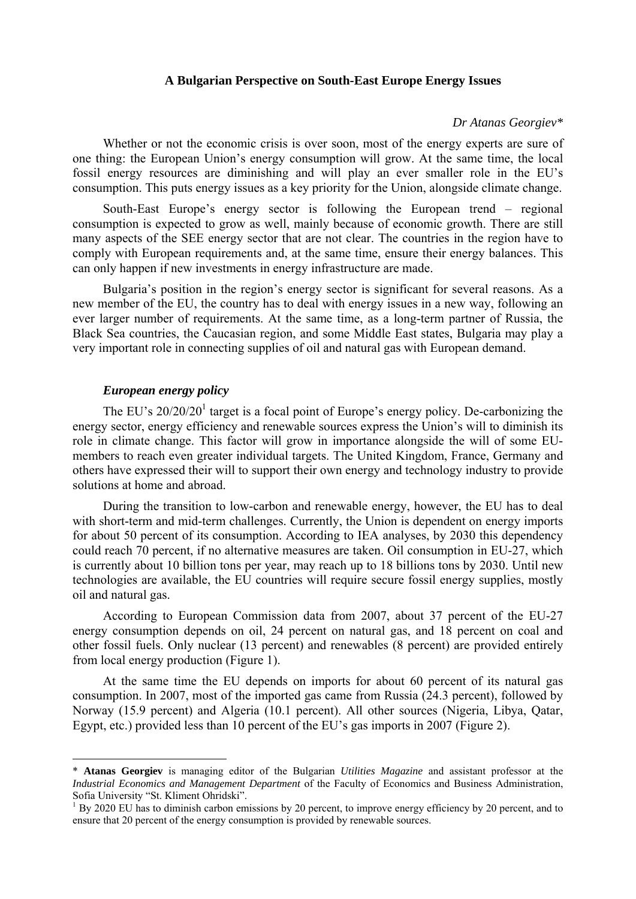# A Bulgarian Perspective on South-East Europe Energy Issues

*Dr Atanas Georgiev**

Whether or not the economic crisis is over soon, most of the energy experts are sure of one thing: the European Union's energy consumption will grow. At the same time, the local fossil energy resources are diminishing and will play an ever smaller role in the EU's consumption. This puts energy issues as a key priority for the Union, alongside climate change.

South-East Europe's energy sector is following the European trend – regional consumption is expected to grow as well, mainly because of economic growth. There are still many aspects of the SEE energy sector that are not clear. The countries in the region have to comply with European requirements and, at the same time, ensure their energy balances. This can only happen if new investments in energy infrastructure are made.

Bulgaria's position in the region's energy sector is significant for several reasons. As a new member of the EU, the country has to deal with energy issues in a new way, following an ever larger number of requirements. At the same time, as a long-term partner of Russia, the Black Sea countries, the Caucasian region, and some Middle East states, Bulgaria may play a very important role in connecting supplies of oil and natural gas with European demand.

### *European energy policy*

The EU's 20/20/20[1] target is a focal point of Europe's energy policy. De-carbonizing the energy sector, energy efficiency and renewable sources express the Union's will to diminish its role in climate change. This factor will grow in importance alongside the will of some EU-members to reach even greater individual targets. The United Kingdom, France, Germany and others have expressed their will to support their own energy and technology industry to provide solutions at home and abroad.

During the transition to low-carbon and renewable energy, however, the EU has to deal with short-term and mid-term challenges. Currently, the Union is dependent on energy imports for about 50 percent of its consumption. According to IEA analyses, by 2030 this dependency could reach 70 percent, if no alternative measures are taken. Oil consumption in EU-27, which is currently about 10 billion tons per year, may reach up to 18 billions tons by 2030. Until new technologies are available, the EU countries will require secure fossil energy supplies, mostly oil and natural gas.

According to European Commission data from 2007, about 37 percent of the EU-27 energy consumption depends on oil, 24 percent on natural gas, and 18 percent on coal and other fossil fuels. Only nuclear (13 percent) and renewables (8 percent) are provided entirely from local energy production (Figure 1).

At the same time the EU depends on imports for about 60 percent of its natural gas consumption. In 2007, most of the imported gas came from Russia (24.3 percent), followed by Norway (15.9 percent) and Algeria (10.1 percent). All other sources (Nigeria, Libya, Qatar, Egypt, etc.) provided less than 10 percent of the EU's gas imports in 2007 (Figure 2).

---

\* **Atanas Georgiev** is managing editor of the Bulgarian *Utilities Magazine* and assistant professor at the *Industrial Economics and Management Department* of the Faculty of Economics and Business Administration, Sofia University "St. Kliment Ohridski".

[1] By 2020 EU has to diminish carbon emissions by 20 percent, to improve energy efficiency by 20 percent, and to ensure that 20 percent of the energy consumption is provided by renewable sources.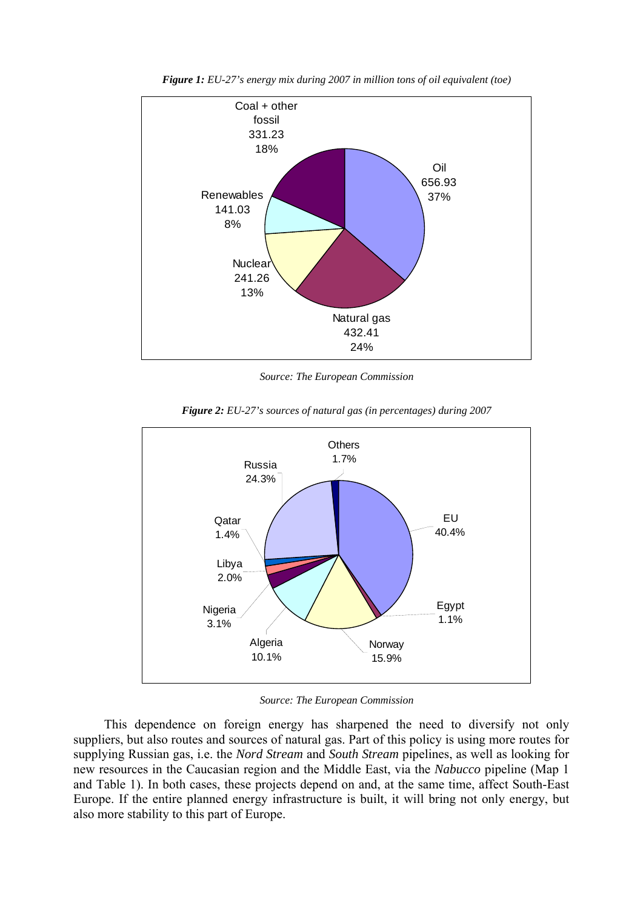***Figure 1:** EU-27's energy mix during 2007 in million tons of oil equivalent (toe)*

*Source: The European Commission*

***Figure 2:** EU-27's sources of natural gas (in percentages) during 2007*

*Source: The European Commission*

This dependence on foreign energy has sharpened the need to diversify not only suppliers, but also routes and sources of natural gas. Part of this policy is using more routes for supplying Russian gas, i.e. the *Nord Stream* and *South Stream* pipelines, as well as looking for new resources in the Caucasian region and the Middle East, via the *Nabucco* pipeline (Map 1 and Table 1). In both cases, these projects depend on and, at the same time, affect South-East Europe. If the entire planned energy infrastructure is built, it will bring not only energy, but also more stability to this part of Europe.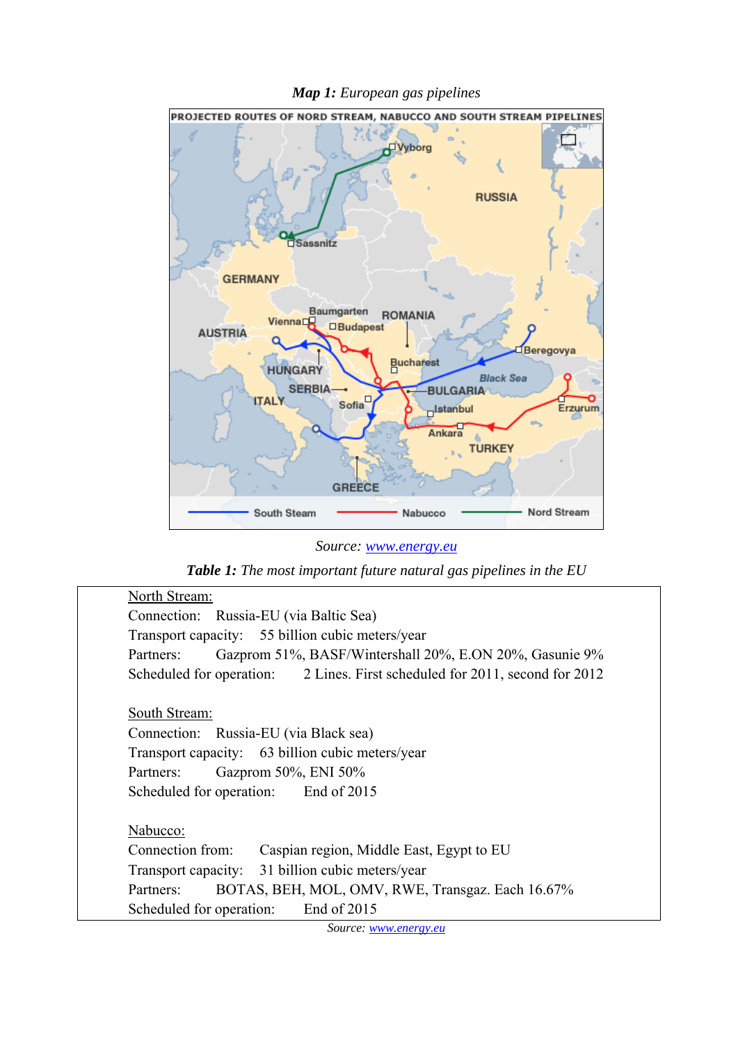***Map 1:*** *European gas pipelines*

*Source:* [www.energy.eu](www.energy.eu)

***Table 1:*** *The most important future natural gas pipelines in the EU*

North Stream:
Connection: Russia-EU (via Baltic Sea)
Transport capacity: 55 billion cubic meters/year
Partners: Gazprom 51%, BASF/Wintershall 20%, E.ON 20%, Gasunie 9%
Scheduled for operation: 2 Lines. First scheduled for 2011, second for 2012

South Stream:
Connection: Russia-EU (via Black sea)
Transport capacity: 63 billion cubic meters/year
Partners: Gazprom 50%, ENI 50%
Scheduled for operation: End of 2015

Nabucco:
Connection from: Caspian region, Middle East, Egypt to EU
Transport capacity: 31 billion cubic meters/year
Partners: BOTAS, BEH, MOL, OMV, RWE, Transgaz. Each 16.67%
Scheduled for operation: End of 2015

*Source:* [www.energy.eu](www.energy.eu)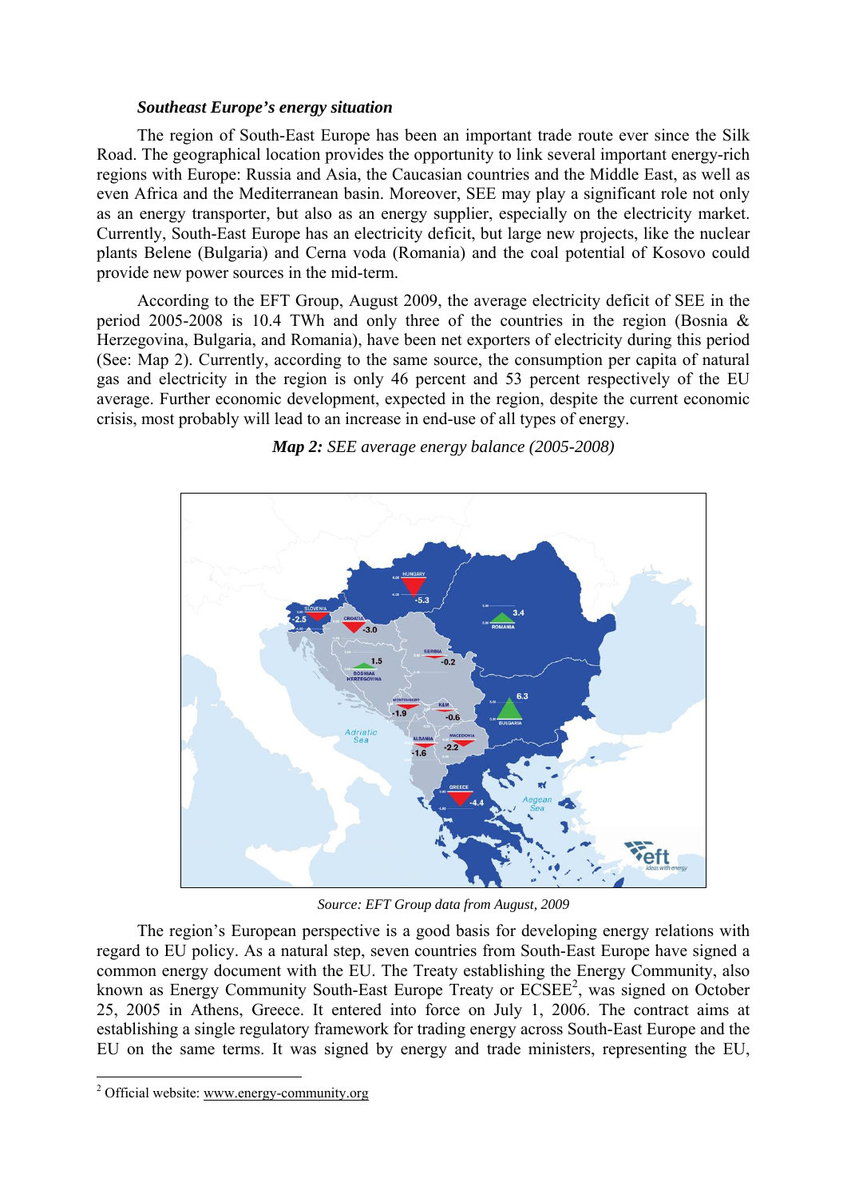***Southeast Europe's energy situation***

The region of South-East Europe has been an important trade route ever since the Silk Road. The geographical location provides the opportunity to link several important energy-rich regions with Europe: Russia and Asia, the Caucasian countries and the Middle East, as well as even Africa and the Mediterranean basin. Moreover, SEE may play a significant role not only as an energy transporter, but also as an energy supplier, especially on the electricity market. Currently, South-East Europe has an electricity deficit, but large new projects, like the nuclear plants Belene (Bulgaria) and Cerna voda (Romania) and the coal potential of Kosovo could provide new power sources in the mid-term.

According to the EFT Group, August 2009, the average electricity deficit of SEE in the period 2005-2008 is 10.4 TWh and only three of the countries in the region (Bosnia & Herzegovina, Bulgaria, and Romania), have been net exporters of electricity during this period (See: Map 2). Currently, according to the same source, the consumption per capita of natural gas and electricity in the region is only 46 percent and 53 percent respectively of the EU average. Further economic development, expected in the region, despite the current economic crisis, most probably will lead to an increase in end-use of all types of energy.

***Map 2:*** *SEE average energy balance (2005-2008)*

*Source: EFT Group data from August, 2009*

The region's European perspective is a good basis for developing energy relations with regard to EU policy. As a natural step, seven countries from South-East Europe have signed a common energy document with the EU. The Treaty establishing the Energy Community, also known as Energy Community South-East Europe Treaty or ECSEE[2], was signed on October 25, 2005 in Athens, Greece. It entered into force on July 1, 2006. The contract aims at establishing a single regulatory framework for trading energy across South-East Europe and the EU on the same terms. It was signed by energy and trade ministers, representing the EU,

[2] Official website: www.energy-community.org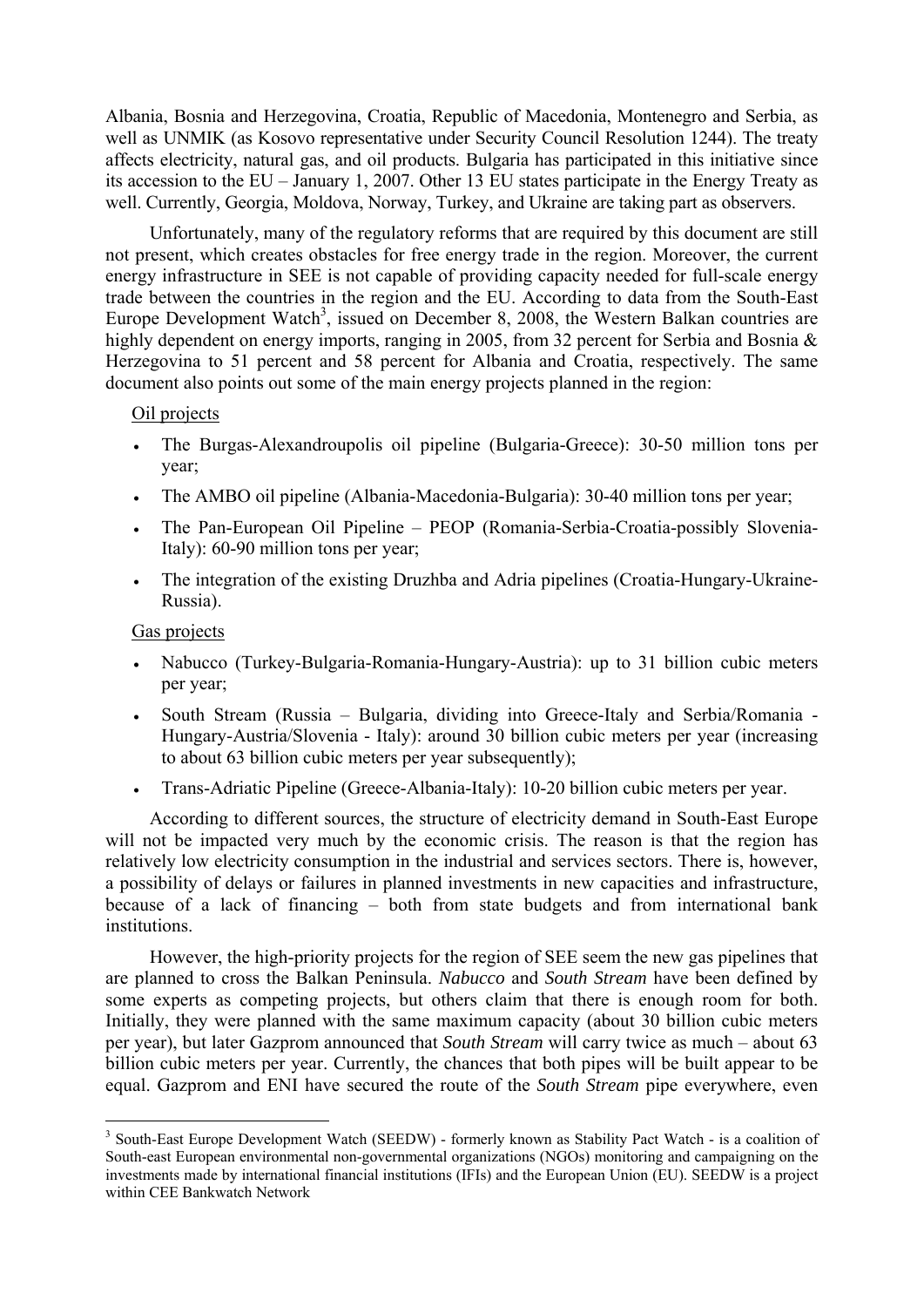Albania, Bosnia and Herzegovina, Croatia, Republic of Macedonia, Montenegro and Serbia, as well as UNMIK (as Kosovo representative under Security Council Resolution 1244). The treaty affects electricity, natural gas, and oil products. Bulgaria has participated in this initiative since its accession to the EU – January 1, 2007. Other 13 EU states participate in the Energy Treaty as well. Currently, Georgia, Moldova, Norway, Turkey, and Ukraine are taking part as observers.

Unfortunately, many of the regulatory reforms that are required by this document are still not present, which creates obstacles for free energy trade in the region. Moreover, the current energy infrastructure in SEE is not capable of providing capacity needed for full-scale energy trade between the countries in the region and the EU. According to data from the South-East Europe Development Watch[3], issued on December 8, 2008, the Western Balkan countries are highly dependent on energy imports, ranging in 2005, from 32 percent for Serbia and Bosnia & Herzegovina to 51 percent and 58 percent for Albania and Croatia, respectively. The same document also points out some of the main energy projects planned in the region:

Oil projects

- The Burgas-Alexandroupolis oil pipeline (Bulgaria-Greece): 30-50 million tons per year;
- The AMBO oil pipeline (Albania-Macedonia-Bulgaria): 30-40 million tons per year;
- The Pan-European Oil Pipeline – PEOP (Romania-Serbia-Croatia-possibly Slovenia-Italy): 60-90 million tons per year;
- The integration of the existing Druzhba and Adria pipelines (Croatia-Hungary-Ukraine-Russia).

Gas projects

- Nabucco (Turkey-Bulgaria-Romania-Hungary-Austria): up to 31 billion cubic meters per year;
- South Stream (Russia – Bulgaria, dividing into Greece-Italy and Serbia/Romania - Hungary-Austria/Slovenia - Italy): around 30 billion cubic meters per year (increasing to about 63 billion cubic meters per year subsequently);
- Trans-Adriatic Pipeline (Greece-Albania-Italy): 10-20 billion cubic meters per year.

According to different sources, the structure of electricity demand in South-East Europe will not be impacted very much by the economic crisis. The reason is that the region has relatively low electricity consumption in the industrial and services sectors. There is, however, a possibility of delays or failures in planned investments in new capacities and infrastructure, because of a lack of financing – both from state budgets and from international bank institutions.

However, the high-priority projects for the region of SEE seem the new gas pipelines that are planned to cross the Balkan Peninsula. *Nabucco* and *South Stream* have been defined by some experts as competing projects, but others claim that there is enough room for both. Initially, they were planned with the same maximum capacity (about 30 billion cubic meters per year), but later Gazprom announced that *South Stream* will carry twice as much – about 63 billion cubic meters per year. Currently, the chances that both pipes will be built appear to be equal. Gazprom and ENI have secured the route of the *South Stream* pipe everywhere, even

[3] South-East Europe Development Watch (SEEDW) - formerly known as Stability Pact Watch - is a coalition of South-east European environmental non-governmental organizations (NGOs) monitoring and campaigning on the investments made by international financial institutions (IFIs) and the European Union (EU). SEEDW is a project within CEE Bankwatch Network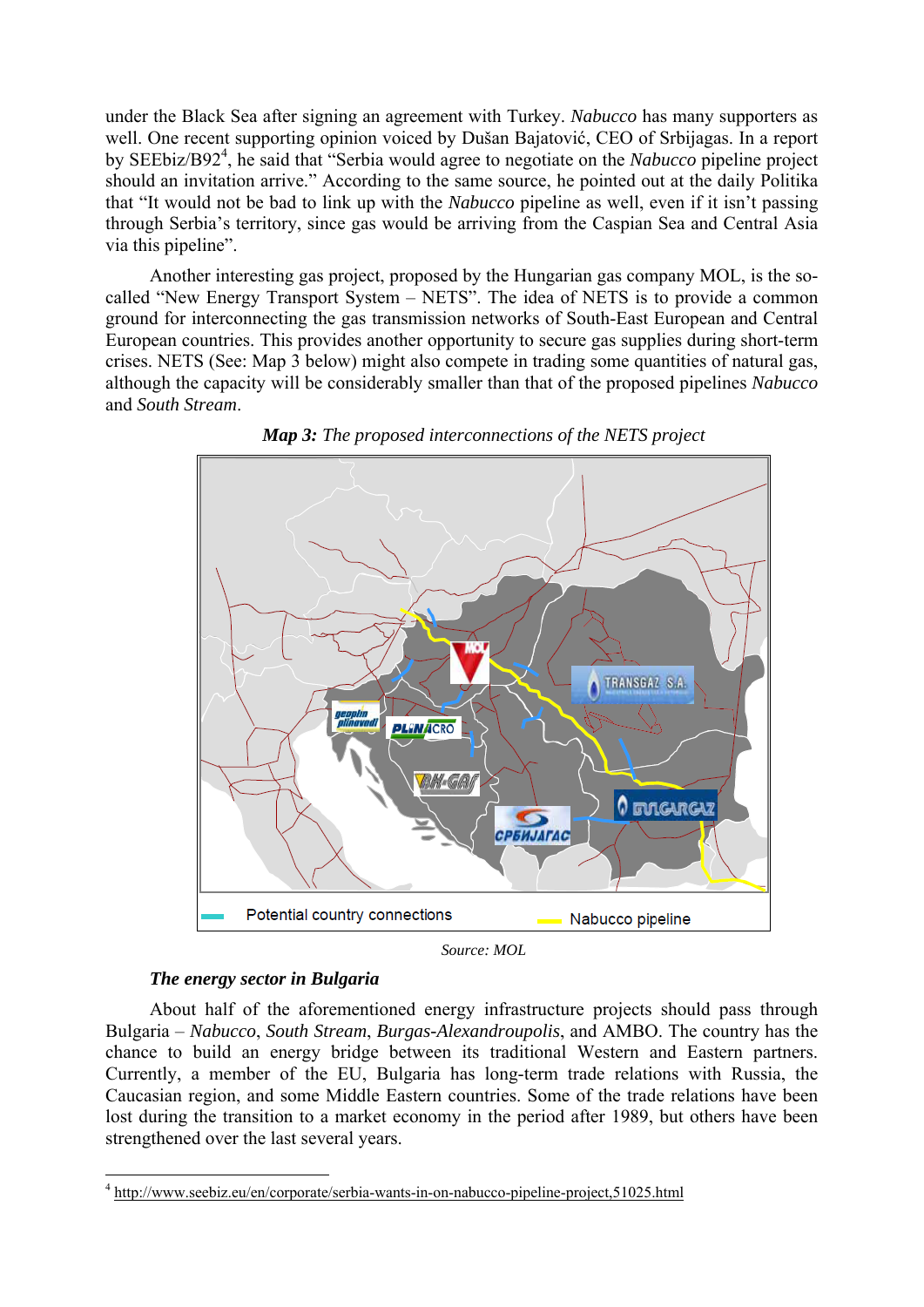under the Black Sea after signing an agreement with Turkey. *Nabucco* has many supporters as well. One recent supporting opinion voiced by Dušan Bajatović, CEO of Srbijagas. In a report by SEEbiz/B92[4], he said that “Serbia would agree to negotiate on the *Nabucco* pipeline project should an invitation arrive.” According to the same source, he pointed out at the daily Politika that “It would not be bad to link up with the *Nabucco* pipeline as well, even if it isn’t passing through Serbia’s territory, since gas would be arriving from the Caspian Sea and Central Asia via this pipeline”.

Another interesting gas project, proposed by the Hungarian gas company MOL, is the so-called “New Energy Transport System – NETS”. The idea of NETS is to provide a common ground for interconnecting the gas transmission networks of South-East European and Central European countries. This provides another opportunity to secure gas supplies during short-term crises. NETS (See: Map 3 below) might also compete in trading some quantities of natural gas, although the capacity will be considerably smaller than that of the proposed pipelines *Nabucco* and *South Stream*.

***Map 3:*** *The proposed interconnections of the NETS project*

Potential country connections — Nabucco pipeline

*Source: MOL*

***The energy sector in Bulgaria***

About half of the aforementioned energy infrastructure projects should pass through Bulgaria – *Nabucco*, *South Stream*, *Burgas-Alexandroupolis*, and AMBO. The country has the chance to build an energy bridge between its traditional Western and Eastern partners. Currently, a member of the EU, Bulgaria has long-term trade relations with Russia, the Caucasian region, and some Middle Eastern countries. Some of the trade relations have been lost during the transition to a market economy in the period after 1989, but others have been strengthened over the last several years.

---

[4] http://www.seebiz.eu/en/corporate/serbia-wants-in-on-nabucco-pipeline-project,51025.html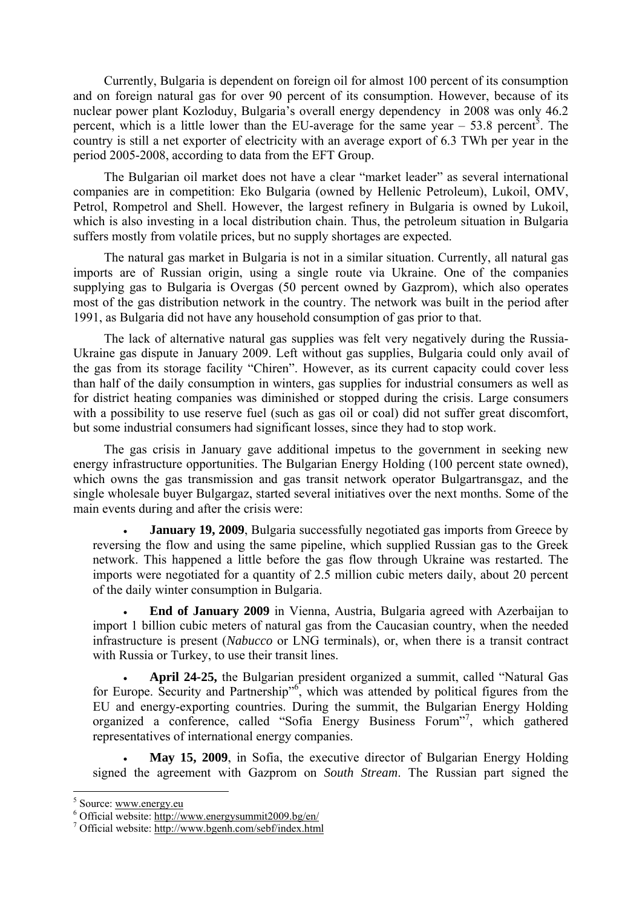Currently, Bulgaria is dependent on foreign oil for almost 100 percent of its consumption and on foreign natural gas for over 90 percent of its consumption. However, because of its nuclear power plant Kozloduy, Bulgaria's overall energy dependency in 2008 was only 46.2 percent, which is a little lower than the EU-average for the same year – 53.8 percent[5]. The country is still a net exporter of electricity with an average export of 6.3 TWh per year in the period 2005-2008, according to data from the EFT Group.

The Bulgarian oil market does not have a clear "market leader" as several international companies are in competition: Eko Bulgaria (owned by Hellenic Petroleum), Lukoil, OMV, Petrol, Rompetrol and Shell. However, the largest refinery in Bulgaria is owned by Lukoil, which is also investing in a local distribution chain. Thus, the petroleum situation in Bulgaria suffers mostly from volatile prices, but no supply shortages are expected.

The natural gas market in Bulgaria is not in a similar situation. Currently, all natural gas imports are of Russian origin, using a single route via Ukraine. One of the companies supplying gas to Bulgaria is Overgas (50 percent owned by Gazprom), which also operates most of the gas distribution network in the country. The network was built in the period after 1991, as Bulgaria did not have any household consumption of gas prior to that.

The lack of alternative natural gas supplies was felt very negatively during the Russia-Ukraine gas dispute in January 2009. Left without gas supplies, Bulgaria could only avail of the gas from its storage facility "Chiren". However, as its current capacity could cover less than half of the daily consumption in winters, gas supplies for industrial consumers as well as for district heating companies was diminished or stopped during the crisis. Large consumers with a possibility to use reserve fuel (such as gas oil or coal) did not suffer great discomfort, but some industrial consumers had significant losses, since they had to stop work.

The gas crisis in January gave additional impetus to the government in seeking new energy infrastructure opportunities. The Bulgarian Energy Holding (100 percent state owned), which owns the gas transmission and gas transit network operator Bulgartransgaz, and the single wholesale buyer Bulgargaz, started several initiatives over the next months. Some of the main events during and after the crisis were:

- **January 19, 2009**, Bulgaria successfully negotiated gas imports from Greece by reversing the flow and using the same pipeline, which supplied Russian gas to the Greek network. This happened a little before the gas flow through Ukraine was restarted. The imports were negotiated for a quantity of 2.5 million cubic meters daily, about 20 percent of the daily winter consumption in Bulgaria.
- **End of January 2009** in Vienna, Austria, Bulgaria agreed with Azerbaijan to import 1 billion cubic meters of natural gas from the Caucasian country, when the needed infrastructure is present (*Nabucco* or LNG terminals), or, when there is a transit contract with Russia or Turkey, to use their transit lines.
- **April 24-25,** the Bulgarian president organized a summit, called "Natural Gas for Europe. Security and Partnership"[6], which was attended by political figures from the EU and energy-exporting countries. During the summit, the Bulgarian Energy Holding organized a conference, called "Sofia Energy Business Forum"[7], which gathered representatives of international energy companies.
- **May 15, 2009**, in Sofia, the executive director of Bulgarian Energy Holding signed the agreement with Gazprom on *South Stream*. The Russian part signed the

---

[5] Source: www.energy.eu

[6] Official website: http://www.energysummit2009.bg/en/

[7] Official website: http://www.bgenh.com/sebf/index.html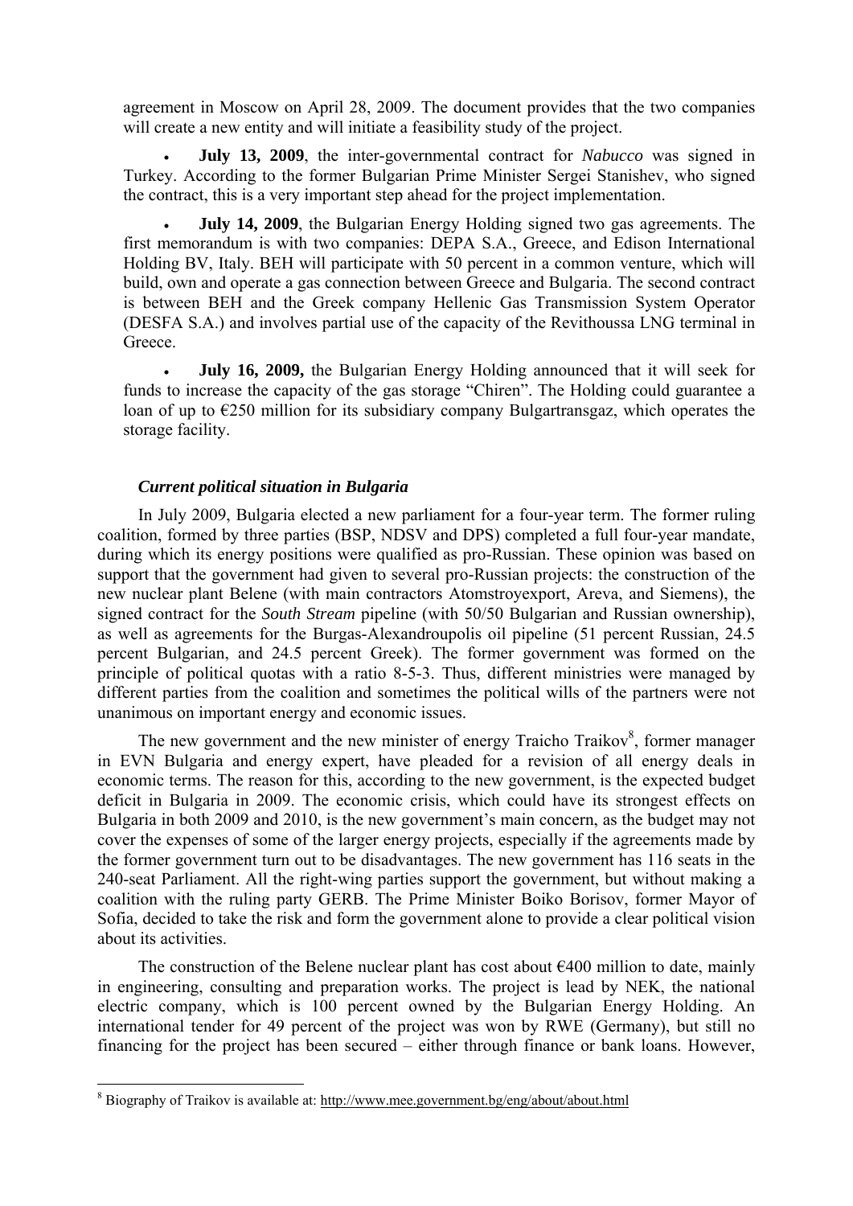agreement in Moscow on April 28, 2009. The document provides that the two companies will create a new entity and will initiate a feasibility study of the project.

- **July 13, 2009**, the inter-governmental contract for *Nabucco* was signed in Turkey. According to the former Bulgarian Prime Minister Sergei Stanishev, who signed the contract, this is a very important step ahead for the project implementation.

- **July 14, 2009**, the Bulgarian Energy Holding signed two gas agreements. The first memorandum is with two companies: DEPA S.A., Greece, and Edison International Holding BV, Italy. BEH will participate with 50 percent in a common venture, which will build, own and operate a gas connection between Greece and Bulgaria. The second contract is between BEH and the Greek company Hellenic Gas Transmission System Operator (DESFA S.A.) and involves partial use of the capacity of the Revithoussa LNG terminal in Greece.

- **July 16, 2009,** the Bulgarian Energy Holding announced that it will seek for funds to increase the capacity of the gas storage "Chiren". The Holding could guarantee a loan of up to €250 million for its subsidiary company Bulgartransgaz, which operates the storage facility.

### *Current political situation in Bulgaria*

In July 2009, Bulgaria elected a new parliament for a four-year term. The former ruling coalition, formed by three parties (BSP, NDSV and DPS) completed a full four-year mandate, during which its energy positions were qualified as pro-Russian. These opinion was based on support that the government had given to several pro-Russian projects: the construction of the new nuclear plant Belene (with main contractors Atomstroyexport, Areva, and Siemens), the signed contract for the *South Stream* pipeline (with 50/50 Bulgarian and Russian ownership), as well as agreements for the Burgas-Alexandroupolis oil pipeline (51 percent Russian, 24.5 percent Bulgarian, and 24.5 percent Greek). The former government was formed on the principle of political quotas with a ratio 8-5-3. Thus, different ministries were managed by different parties from the coalition and sometimes the political wills of the partners were not unanimous on important energy and economic issues.

The new government and the new minister of energy Traicho Traikov[8], former manager in EVN Bulgaria and energy expert, have pleaded for a revision of all energy deals in economic terms. The reason for this, according to the new government, is the expected budget deficit in Bulgaria in 2009. The economic crisis, which could have its strongest effects on Bulgaria in both 2009 and 2010, is the new government's main concern, as the budget may not cover the expenses of some of the larger energy projects, especially if the agreements made by the former government turn out to be disadvantages. The new government has 116 seats in the 240-seat Parliament. All the right-wing parties support the government, but without making a coalition with the ruling party GERB. The Prime Minister Boiko Borisov, former Mayor of Sofia, decided to take the risk and form the government alone to provide a clear political vision about its activities.

The construction of the Belene nuclear plant has cost about €400 million to date, mainly in engineering, consulting and preparation works. The project is lead by NEK, the national electric company, which is 100 percent owned by the Bulgarian Energy Holding. An international tender for 49 percent of the project was won by RWE (Germany), but still no financing for the project has been secured – either through finance or bank loans. However,

---

[8] Biography of Traikov is available at: http://www.mee.government.bg/eng/about/about.html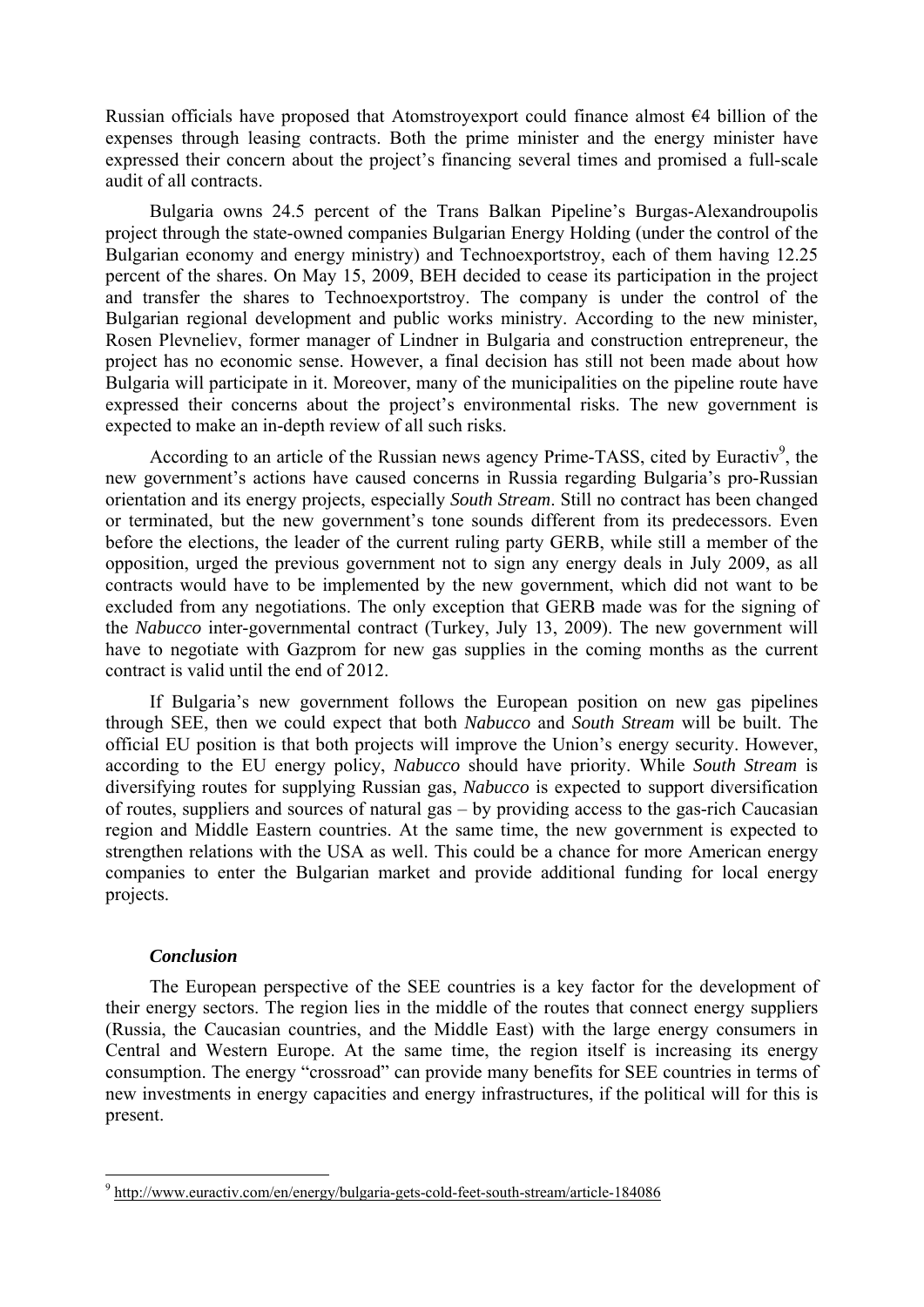Russian officials have proposed that Atomstroyexport could finance almost €4 billion of the expenses through leasing contracts. Both the prime minister and the energy minister have expressed their concern about the project's financing several times and promised a full-scale audit of all contracts.

Bulgaria owns 24.5 percent of the Trans Balkan Pipeline's Burgas-Alexandroupolis project through the state-owned companies Bulgarian Energy Holding (under the control of the Bulgarian economy and energy ministry) and Technoexportstroy, each of them having 12.25 percent of the shares. On May 15, 2009, BEH decided to cease its participation in the project and transfer the shares to Technoexportstroy. The company is under the control of the Bulgarian regional development and public works ministry. According to the new minister, Rosen Plevneliev, former manager of Lindner in Bulgaria and construction entrepreneur, the project has no economic sense. However, a final decision has still not been made about how Bulgaria will participate in it. Moreover, many of the municipalities on the pipeline route have expressed their concerns about the project's environmental risks. The new government is expected to make an in-depth review of all such risks.

According to an article of the Russian news agency Prime-TASS, cited by Euractiv[9], the new government's actions have caused concerns in Russia regarding Bulgaria's pro-Russian orientation and its energy projects, especially *South Stream*. Still no contract has been changed or terminated, but the new government's tone sounds different from its predecessors. Even before the elections, the leader of the current ruling party GERB, while still a member of the opposition, urged the previous government not to sign any energy deals in July 2009, as all contracts would have to be implemented by the new government, which did not want to be excluded from any negotiations. The only exception that GERB made was for the signing of the *Nabucco* inter-governmental contract (Turkey, July 13, 2009). The new government will have to negotiate with Gazprom for new gas supplies in the coming months as the current contract is valid until the end of 2012.

If Bulgaria's new government follows the European position on new gas pipelines through SEE, then we could expect that both *Nabucco* and *South Stream* will be built. The official EU position is that both projects will improve the Union's energy security. However, according to the EU energy policy, *Nabucco* should have priority. While *South Stream* is diversifying routes for supplying Russian gas, *Nabucco* is expected to support diversification of routes, suppliers and sources of natural gas – by providing access to the gas-rich Caucasian region and Middle Eastern countries. At the same time, the new government is expected to strengthen relations with the USA as well. This could be a chance for more American energy companies to enter the Bulgarian market and provide additional funding for local energy projects.

### *Conclusion*

The European perspective of the SEE countries is a key factor for the development of their energy sectors. The region lies in the middle of the routes that connect energy suppliers (Russia, the Caucasian countries, and the Middle East) with the large energy consumers in Central and Western Europe. At the same time, the region itself is increasing its energy consumption. The energy "crossroad" can provide many benefits for SEE countries in terms of new investments in energy capacities and energy infrastructures, if the political will for this is present.

---

[9] http://www.euractiv.com/en/energy/bulgaria-gets-cold-feet-south-stream/article-184086